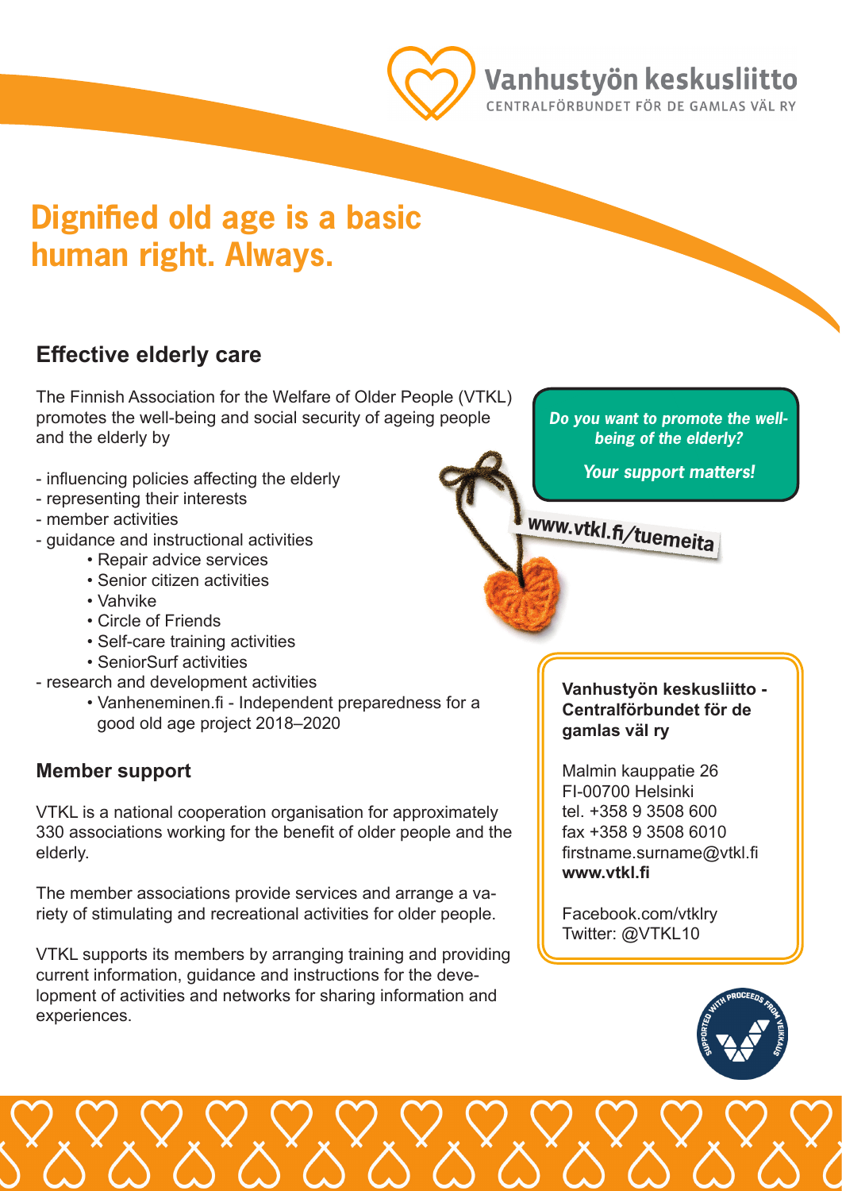Vanhustyön keskusliitto

CENTRALFÖRBUNDET FÖR DE GAMLAS VÄL RY

# Dignified old age is a basic human right. Always.

## Effective elderly care

The Finnish Association for the Welfare of Older People (VTKL) promotes the well-being and social security of ageing people and the elderly by

- influencing policies affecting the elderly
- representing their interests
- member activities
- guidance and instructional activities
    - Repair advice services
    - Senior citizen activities
    - Vahvike
    - Circle of Friends
    - Self-care training activities
    - SeniorSurf activities
- research and development activities
    - Vanheneminen.fi - Independent preparedness for a good old age project 2018–2020

## Member support

VTKL is a national cooperation organisation for approximately 330 associations working for the benefit of older people and the elderly.

The member associations provide services and arrange a variety of stimulating and recreational activities for older people.

VTKL supports its members by arranging training and providing current information, guidance and instructions for the development of activities and networks for sharing information and experiences.

***Do you want to promote the well-being of the elderly?***

***Your support matters!***

**www.vtkl.fi/tuemeita**

**Vanhustyön keskusliitto - Centralförbundet för de gamlas väl ry**

Malmin kauppatie 26
FI-00700 Helsinki
tel. +358 9 3508 600
fax +358 9 3508 6010
firstname.surname@vtkl.fi
**www.vtkl.fi**

Facebook.com/vtklry
Twitter: @VTKL10

SUPPORTED WITH PROCEEDS FROM VEIKKAUS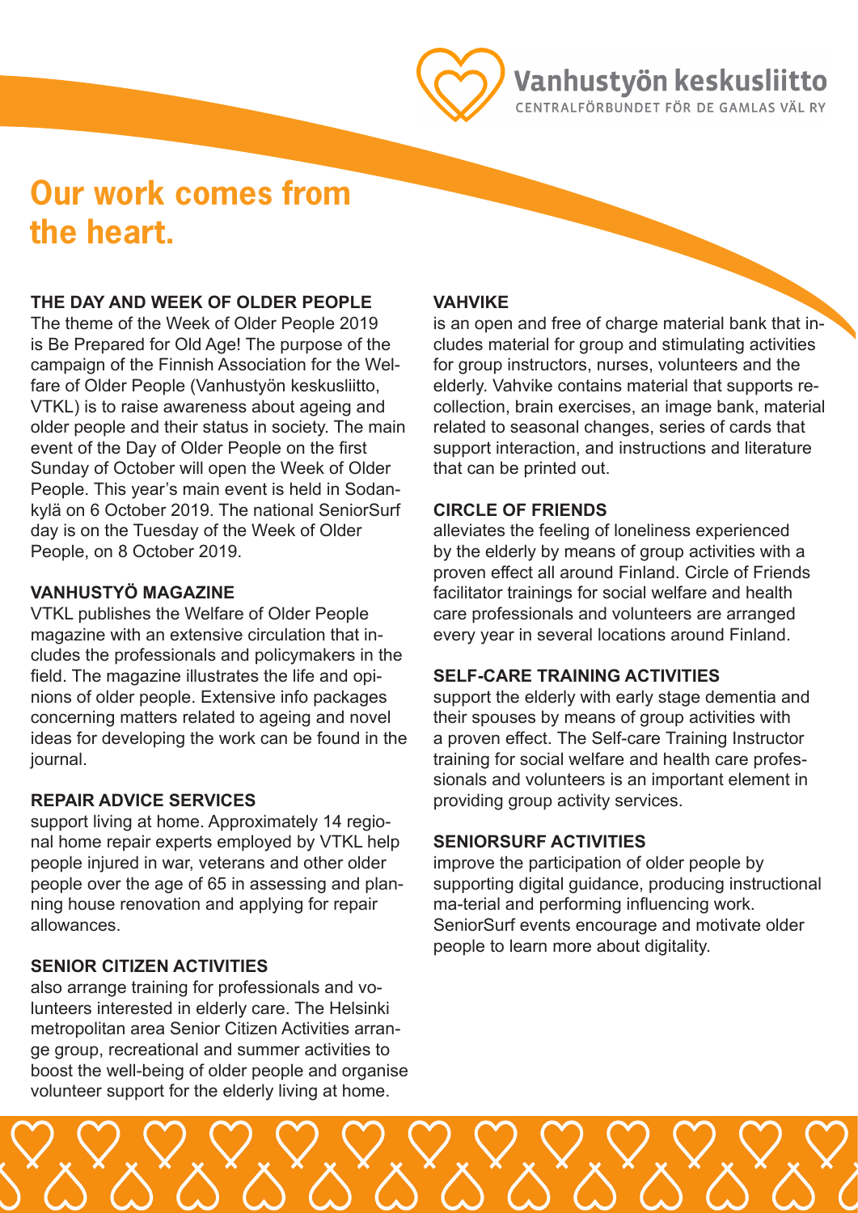Vanhustyön keskusliitto

CENTRALFÖRBUNDET FÖR DE GAMLAS VÄL RY

# Our work comes from the heart.

**THE DAY AND WEEK OF OLDER PEOPLE**

The theme of the Week of Older People 2019 is Be Prepared for Old Age! The purpose of the campaign of the Finnish Association for the Welfare of Older People (Vanhustyön keskusliitto, VTKL) is to raise awareness about ageing and older people and their status in society. The main event of the Day of Older People on the first Sunday of October will open the Week of Older People. This year's main event is held in Sodankylä on 6 October 2019. The national SeniorSurf day is on the Tuesday of the Week of Older People, on 8 October 2019.

**VANHUSTYÖ MAGAZINE**

VTKL publishes the Welfare of Older People magazine with an extensive circulation that includes the professionals and policymakers in the field. The magazine illustrates the life and opinions of older people. Extensive info packages concerning matters related to ageing and novel ideas for developing the work can be found in the journal.

**REPAIR ADVICE SERVICES**

support living at home. Approximately 14 regional home repair experts employed by VTKL help people injured in war, veterans and other older people over the age of 65 in assessing and planning house renovation and applying for repair allowances.

**SENIOR CITIZEN ACTIVITIES**

also arrange training for professionals and volunteers interested in elderly care. The Helsinki metropolitan area Senior Citizen Activities arrange group, recreational and summer activities to boost the well-being of older people and organise volunteer support for the elderly living at home.

**VAHVIKE**

is an open and free of charge material bank that includes material for group and stimulating activities for group instructors, nurses, volunteers and the elderly. Vahvike contains material that supports recollection, brain exercises, an image bank, material related to seasonal changes, series of cards that support interaction, and instructions and literature that can be printed out.

**CIRCLE OF FRIENDS**

alleviates the feeling of loneliness experienced by the elderly by means of group activities with a proven effect all around Finland. Circle of Friends facilitator trainings for social welfare and health care professionals and volunteers are arranged every year in several locations around Finland.

**SELF-CARE TRAINING ACTIVITIES**

support the elderly with early stage dementia and their spouses by means of group activities with a proven effect. The Self-care Training Instructor training for social welfare and health care professionals and volunteers is an important element in providing group activity services.

**SENIORSURF ACTIVITIES**

improve the participation of older people by supporting digital guidance, producing instructional ma-terial and performing influencing work. SeniorSurf events encourage and motivate older people to learn more about digitality.